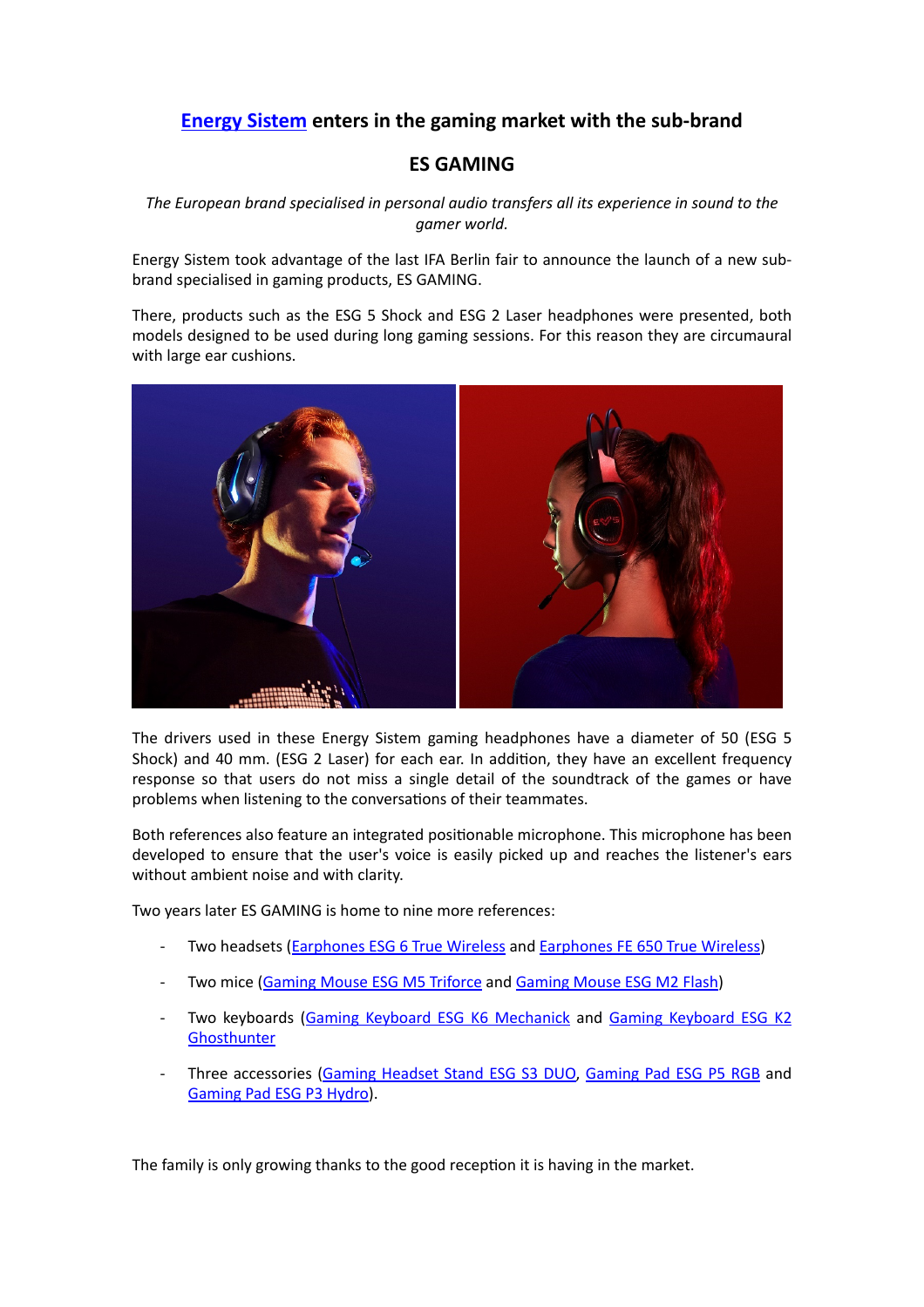# Energy Sistem enters in the gaming market with the sub-brand

# ES GAMING

*The European brand specialised in personal audio transfers all its experience in sound to the gamer world.*

Energy Sistem took advantage of the last IFA Berlin fair to announce the launch of a new sub-brand specialised in gaming products, ES GAMING.

There, products such as the ESG 5 Shock and ESG 2 Laser headphones were presented, both models designed to be used during long gaming sessions. For this reason they are circumaural with large ear cushions.

The drivers used in these Energy Sistem gaming headphones have a diameter of 50 (ESG 5 Shock) and 40 mm. (ESG 2 Laser) for each ear. In addition, they have an excellent frequency response so that users do not miss a single detail of the soundtrack of the games or have problems when listening to the conversations of their teammates.

Both references also feature an integrated positionable microphone. This microphone has been developed to ensure that the user's voice is easily picked up and reaches the listener's ears without ambient noise and with clarity.

Two years later ES GAMING is home to nine more references:

- Two headsets (Earphones ESG 6 True Wireless and Earphones FE 650 True Wireless)
- Two mice (Gaming Mouse ESG M5 Triforce and Gaming Mouse ESG M2 Flash)
- Two keyboards (Gaming Keyboard ESG K6 Mechanick and Gaming Keyboard ESG K2 Ghosthunter
- Three accessories (Gaming Headset Stand ESG S3 DUO, Gaming Pad ESG P5 RGB and Gaming Pad ESG P3 Hydro).

The family is only growing thanks to the good reception it is having in the market.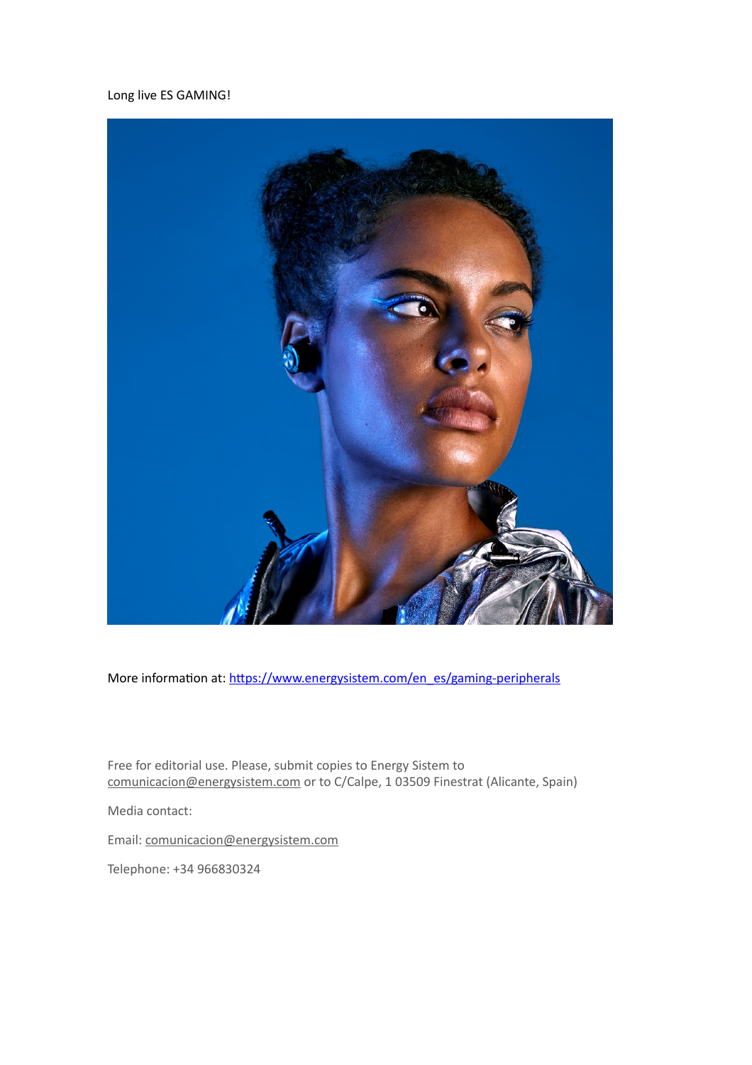Long live ES GAMING!

More information at: https://www.energysistem.com/en_es/gaming-peripherals

Free for editorial use. Please, submit copies to Energy Sistem to comunicacion@energysistem.com or to C/Calpe, 1 03509 Finestrat (Alicante, Spain)

Media contact:

Email: comunicacion@energysistem.com

Telephone: +34 966830324